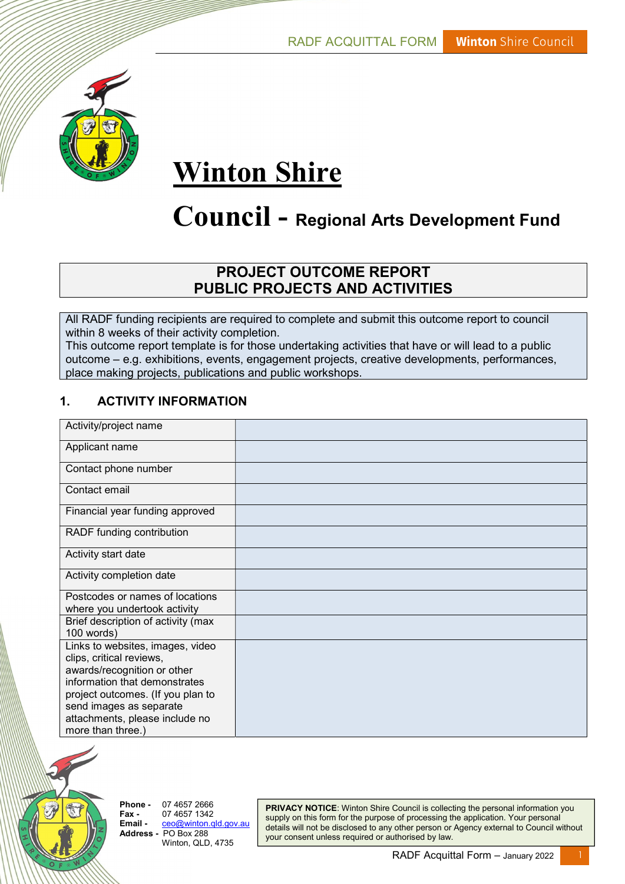# Winton Shire Council - Regional Arts Development Fund

## PROJECT OUTCOME REPORT
## PUBLIC PROJECTS AND ACTIVITIES

All RADF funding recipients are required to complete and submit this outcome report to council within 8 weeks of their activity completion.
This outcome report template is for those undertaking activities that have or will lead to a public outcome – e.g. exhibitions, events, engagement projects, creative developments, performances, place making projects, publications and public workshops.

## 1. ACTIVITY INFORMATION

| | |
|---|---|
| Activity/project name | |
| Applicant name | |
| Contact phone number | |
| Contact email | |
| Financial year funding approved | |
| RADF funding contribution | |
| Activity start date | |
| Activity completion date | |
| Postcodes or names of locations where you undertook activity | |
| Brief description of activity (max 100 words) | |
| Links to websites, images, video clips, critical reviews, awards/recognition or other information that demonstrates project outcomes. (If you plan to send images as separate attachments, please include no more than three.) | |

**Phone -** 07 4657 2666
**Fax -** 07 4657 1342
**Email -** ceo@winton.qld.gov.au
**Address -** PO Box 288
Winton, QLD, 4735

**PRIVACY NOTICE**: Winton Shire Council is collecting the personal information you supply on this form for the purpose of processing the application. Your personal details will not be disclosed to any other person or Agency external to Council without your consent unless required or authorised by law.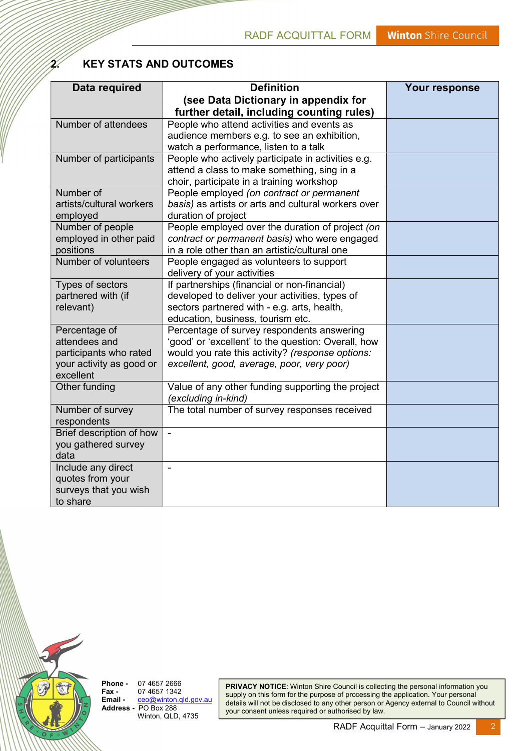## 2. KEY STATS AND OUTCOMES

| Data required | Definition (see Data Dictionary in appendix for further detail, including counting rules) | Your response |
|---|---|---|
| Number of attendees | People who attend activities and events as audience members e.g. to see an exhibition, watch a performance, listen to a talk | |
| Number of participants | People who actively participate in activities e.g. attend a class to make something, sing in a choir, participate in a training workshop | |
| Number of artists/cultural workers employed | People employed *(on contract or permanent basis)* as artists or arts and cultural workers over duration of project | |
| Number of people employed in other paid positions | People employed over the duration of project *(on contract or permanent basis)* who were engaged in a role other than an artistic/cultural one | |
| Number of volunteers | People engaged as volunteers to support delivery of your activities | |
| Types of sectors partnered with (if relevant) | If partnerships (financial or non-financial) developed to deliver your activities, types of sectors partnered with - e.g. arts, health, education, business, tourism etc. | |
| Percentage of attendees and participants who rated your activity as good or excellent | Percentage of survey respondents answering 'good' or 'excellent' to the question: Overall, how would you rate this activity? *(response options: excellent, good, average, poor, very poor)* | |
| Other funding | Value of any other funding supporting the project *(excluding in-kind)* | |
| Number of survey respondents | The total number of survey responses received | |
| Brief description of how you gathered survey data | - | |
| Include any direct quotes from your surveys that you wish to share | - | |

**Phone -** 07 4657 2666
**Fax -** 07 4657 1342
**Email -** ceo@winton.qld.gov.au
**Address -** PO Box 288
Winton, QLD, 4735

**PRIVACY NOTICE**: Winton Shire Council is collecting the personal information you supply on this form for the purpose of processing the application. Your personal details will not be disclosed to any other person or Agency external to Council without your consent unless required or authorised by law.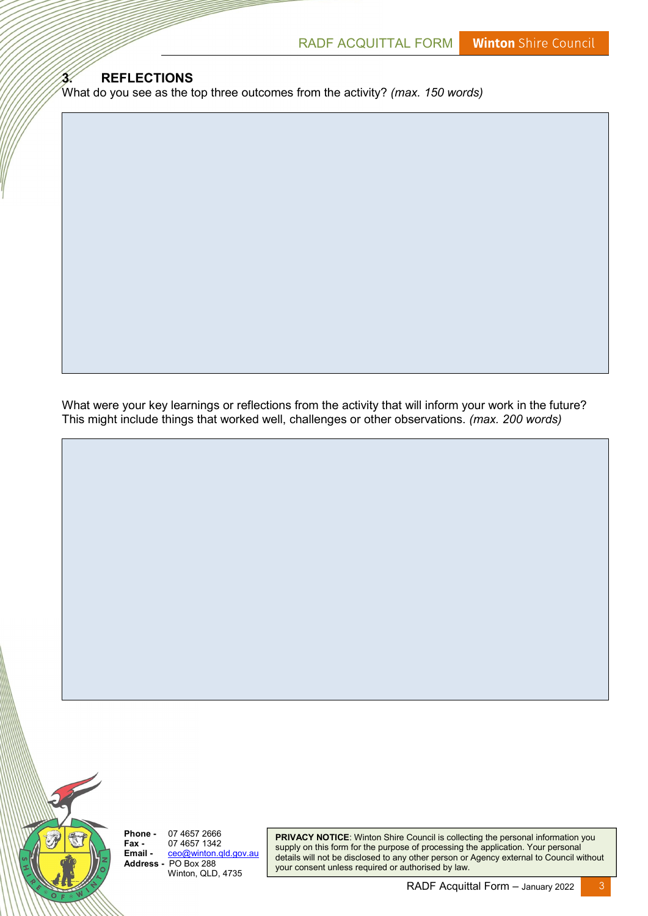## 3. REFLECTIONS

What do you see as the top three outcomes from the activity? *(max. 150 words)*

What were your key learnings or reflections from the activity that will inform your work in the future? This might include things that worked well, challenges or other observations. *(max. 200 words)*

**Phone -** 07 4657 2666
**Fax -** 07 4657 1342
**Email -** ceo@winton.qld.gov.au
**Address -** PO Box 288
Winton, QLD, 4735

**PRIVACY NOTICE**: Winton Shire Council is collecting the personal information you supply on this form for the purpose of processing the application. Your personal details will not be disclosed to any other person or Agency external to Council without your consent unless required or authorised by law.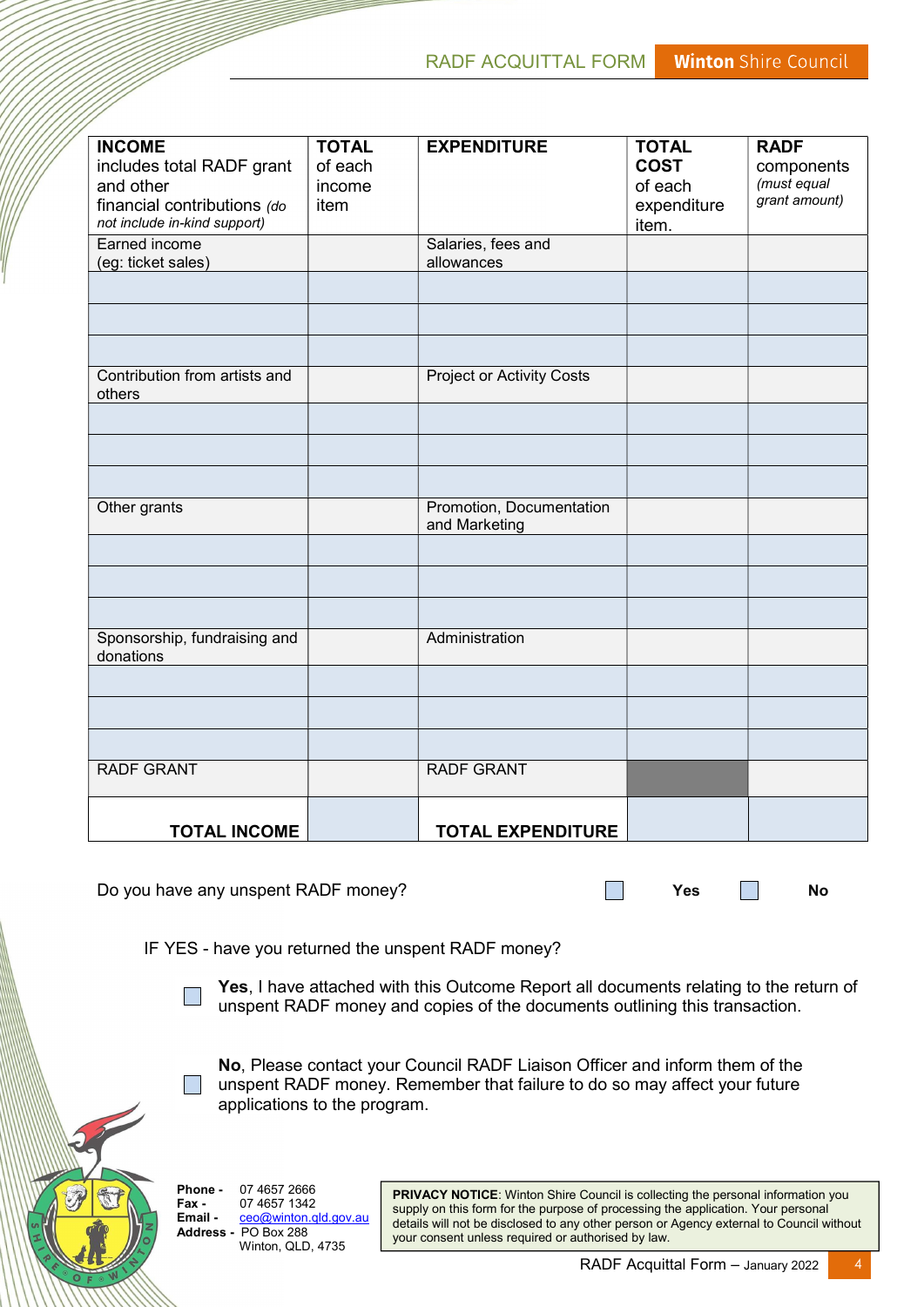| **INCOME** includes total RADF grant and other financial contributions *(do not include in-kind support)* | **TOTAL** of each income item | **EXPENDITURE** | **TOTAL COST** of each expenditure item. | **RADF** components *(must equal grant amount)* |
|---|---|---|---|---|
| Earned income (eg: ticket sales) | | Salaries, fees and allowances | | |
| | | | | |
| | | | | |
| | | | | |
| Contribution from artists and others | | Project or Activity Costs | | |
| | | | | |
| | | | | |
| | | | | |
| Other grants | | Promotion, Documentation and Marketing | | |
| | | | | |
| | | | | |
| | | | | |
| Sponsorship, fundraising and donations | | Administration | | |
| | | | | |
| | | | | |
| | | | | |
| RADF GRANT | | RADF GRANT | | |
| **TOTAL INCOME** | | **TOTAL EXPENDITURE** | | |

Do you have any unspent RADF money? ☐ **Yes** ☐ **No**

IF YES - have you returned the unspent RADF money?

☐ **Yes**, I have attached with this Outcome Report all documents relating to the return of unspent RADF money and copies of the documents outlining this transaction.

☐ **No**, Please contact your Council RADF Liaison Officer and inform them of the unspent RADF money. Remember that failure to do so may affect your future applications to the program.

**Phone -** 07 4657 2666
**Fax -** 07 4657 1342
**Email -** ceo@winton.qld.gov.au
**Address -** PO Box 288
Winton, QLD, 4735

**PRIVACY NOTICE**: Winton Shire Council is collecting the personal information you supply on this form for the purpose of processing the application. Your personal details will not be disclosed to any other person or Agency external to Council without your consent unless required or authorised by law.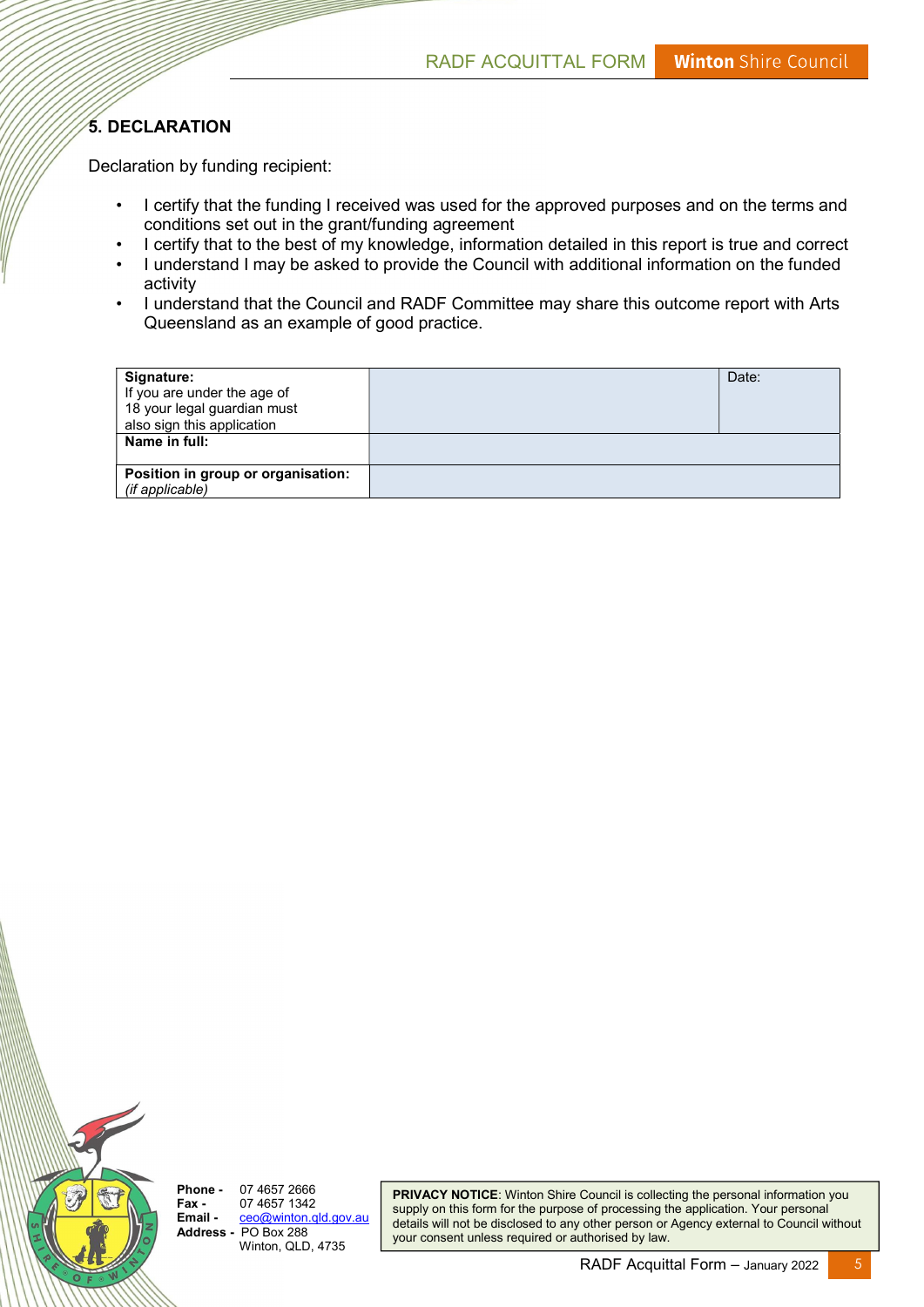## 5. DECLARATION

Declaration by funding recipient:

- I certify that the funding I received was used for the approved purposes and on the terms and conditions set out in the grant/funding agreement
- I certify that to the best of my knowledge, information detailed in this report is true and correct
- I understand I may be asked to provide the Council with additional information on the funded activity
- I understand that the Council and RADF Committee may share this outcome report with Arts Queensland as an example of good practice.

| | | |
|---|---|---|
| **Signature:** If you are under the age of 18 your legal guardian must also sign this application | | Date: |
| **Name in full:** | | |
| **Position in group or organisation:** *(if applicable)* | | |

**Phone -** 07 4657 2666
**Fax -** 07 4657 1342
**Email -** ceo@winton.qld.gov.au
**Address -** PO Box 288
Winton, QLD, 4735

**PRIVACY NOTICE**: Winton Shire Council is collecting the personal information you supply on this form for the purpose of processing the application. Your personal details will not be disclosed to any other person or Agency external to Council without your consent unless required or authorised by law.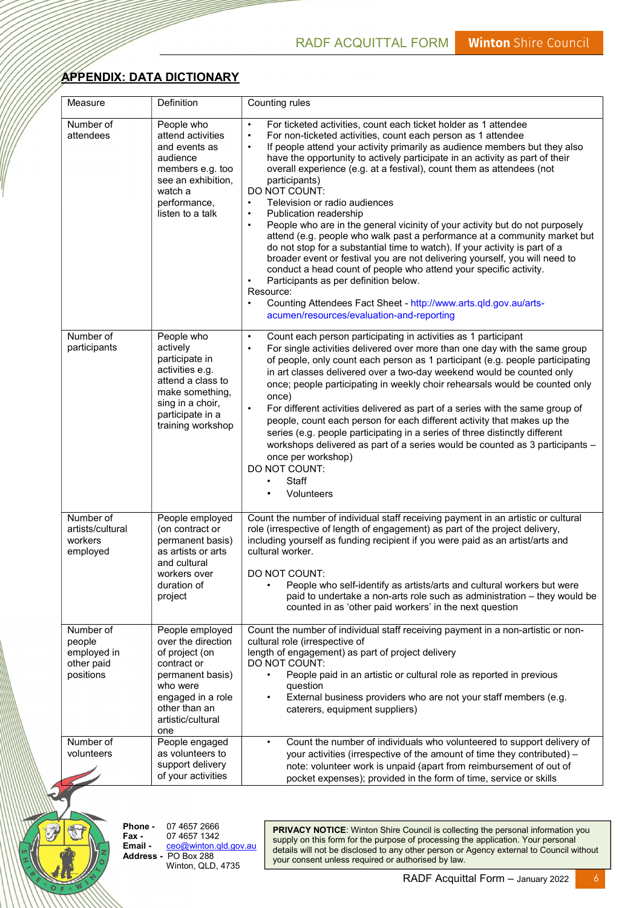## APPENDIX: DATA DICTIONARY

| Measure | Definition | Counting rules |
|---|---|---|
| Number of attendees | People who attend activities and events as audience members e.g. too see an exhibition, watch a performance, listen to a talk | • For ticketed activities, count each ticket holder as 1 attendee<br>• For non-ticketed activities, count each person as 1 attendee<br>• If people attend your activity primarily as audience members but they also have the opportunity to actively participate in an activity as part of their overall experience (e.g. at a festival), count them as attendees (not participants)<br>DO NOT COUNT:<br>• Television or radio audiences<br>• Publication readership<br>• People who are in the general vicinity of your activity but do not purposely attend (e.g. people who walk past a performance at a community market but do not stop for a substantial time to watch). If your activity is part of a broader event or festival you are not delivering yourself, you will need to conduct a head count of people who attend your specific activity.<br>• Participants as per definition below.<br>Resource:<br>• Counting Attendees Fact Sheet - http://www.arts.qld.gov.au/arts-acumen/resources/evaluation-and-reporting |
| Number of participants | People who actively participate in activities e.g. attend a class to make something, sing in a choir, participate in a training workshop | • Count each person participating in activities as 1 participant<br>• For single activities delivered over more than one day with the same group of people, only count each person as 1 participant (e.g. people participating in art classes delivered over a two-day weekend would be counted only once; people participating in weekly choir rehearsals would be counted only once)<br>• For different activities delivered as part of a series with the same group of people, count each person for each different activity that makes up the series (e.g. people participating in a series of three distinctly different workshops delivered as part of a series would be counted as 3 participants – once per workshop)<br>DO NOT COUNT:<br>• Staff<br>• Volunteers |
| Number of artists/cultural workers employed | People employed (on contract or permanent basis) as artists or arts and cultural workers over duration of project | Count the number of individual staff receiving payment in an artistic or cultural role (irrespective of length of engagement) as part of the project delivery, including yourself as funding recipient if you were paid as an artist/arts and cultural worker.<br><br>DO NOT COUNT:<br>• People who self-identify as artists/arts and cultural workers but were paid to undertake a non-arts role such as administration – they would be counted in as 'other paid workers' in the next question |
| Number of people employed in other paid positions | People employed over the direction of project (on contract or permanent basis) who were engaged in a role other than an artistic/cultural one | Count the number of individual staff receiving payment in a non-artistic or non-cultural role (irrespective of length of engagement) as part of project delivery<br>DO NOT COUNT:<br>• People paid in an artistic or cultural role as reported in previous question<br>• External business providers who are not your staff members (e.g. caterers, equipment suppliers) |
| Number of volunteers | People engaged as volunteers to support delivery of your activities | • Count the number of individuals who volunteered to support delivery of your activities (irrespective of the amount of time they contributed) – note: volunteer work is unpaid (apart from reimbursement of out of pocket expenses); provided in the form of time, service or skills |

**Phone -** 07 4657 2666
**Fax -** 07 4657 1342
**Email -** ceo@winton.qld.gov.au
**Address -** PO Box 288
Winton, QLD, 4735

**PRIVACY NOTICE**: Winton Shire Council is collecting the personal information you supply on this form for the purpose of processing the application. Your personal details will not be disclosed to any other person or Agency external to Council without your consent unless required or authorised by law.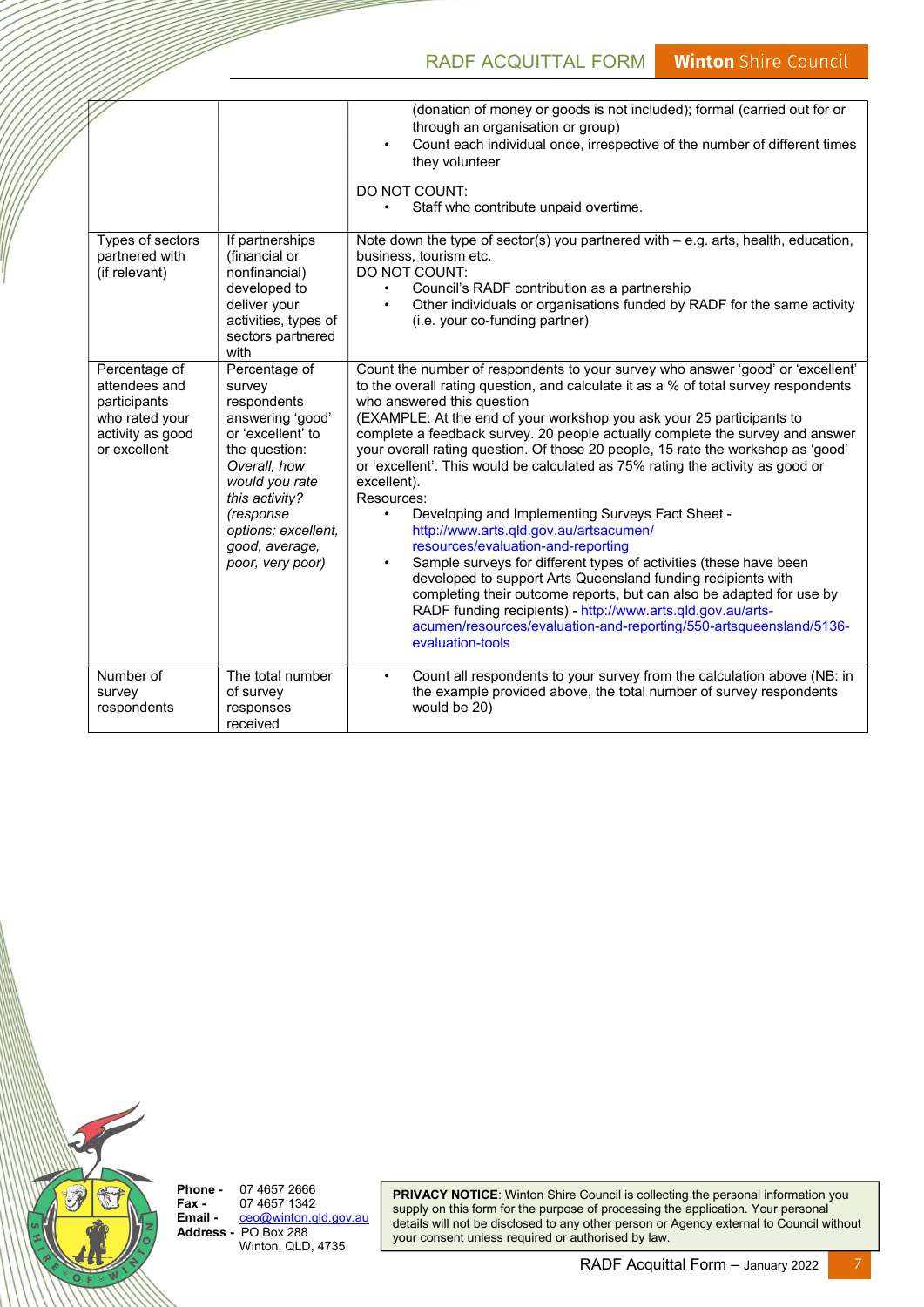| | | |
|---|---|---|
| | | (donation of money or goods is not included); formal (carried out for or through an organisation or group)<br>• Count each individual once, irrespective of the number of different times they volunteer<br><br>DO NOT COUNT:<br>• Staff who contribute unpaid overtime. |
| Types of sectors partnered with (if relevant) | If partnerships (financial or nonfinancial) developed to deliver your activities, types of sectors partnered with | Note down the type of sector(s) you partnered with – e.g. arts, health, education, business, tourism etc.<br>DO NOT COUNT:<br>• Council's RADF contribution as a partnership<br>• Other individuals or organisations funded by RADF for the same activity (i.e. your co-funding partner) |
| Percentage of attendees and participants who rated your activity as good or excellent | Percentage of survey respondents answering 'good' or 'excellent' to the question: *Overall, how would you rate this activity? (response options: excellent, good, average, poor, very poor)* | Count the number of respondents to your survey who answer 'good' or 'excellent' to the overall rating question, and calculate it as a % of total survey respondents who answered this question<br>(EXAMPLE: At the end of your workshop you ask your 25 participants to complete a feedback survey. 20 people actually complete the survey and answer your overall rating question. Of those 20 people, 15 rate the workshop as 'good' or 'excellent'. This would be calculated as 75% rating the activity as good or excellent).<br>Resources:<br>• Developing and Implementing Surveys Fact Sheet - http://www.arts.qld.gov.au/artsacumen/resources/evaluation-and-reporting<br>• Sample surveys for different types of activities (these have been developed to support Arts Queensland funding recipients with completing their outcome reports, but can also be adapted for use by RADF funding recipients) - http://www.arts.qld.gov.au/arts-acumen/resources/evaluation-and-reporting/550-artsqueensland/5136-evaluation-tools |
| Number of survey respondents | The total number of survey responses received | • Count all respondents to your survey from the calculation above (NB: in the example provided above, the total number of survey respondents would be 20) |

**Phone -** 07 4657 2666
**Fax -** 07 4657 1342
**Email -** ceo@winton.qld.gov.au
**Address -** PO Box 288
Winton, QLD, 4735

**PRIVACY NOTICE**: Winton Shire Council is collecting the personal information you supply on this form for the purpose of processing the application. Your personal details will not be disclosed to any other person or Agency external to Council without your consent unless required or authorised by law.